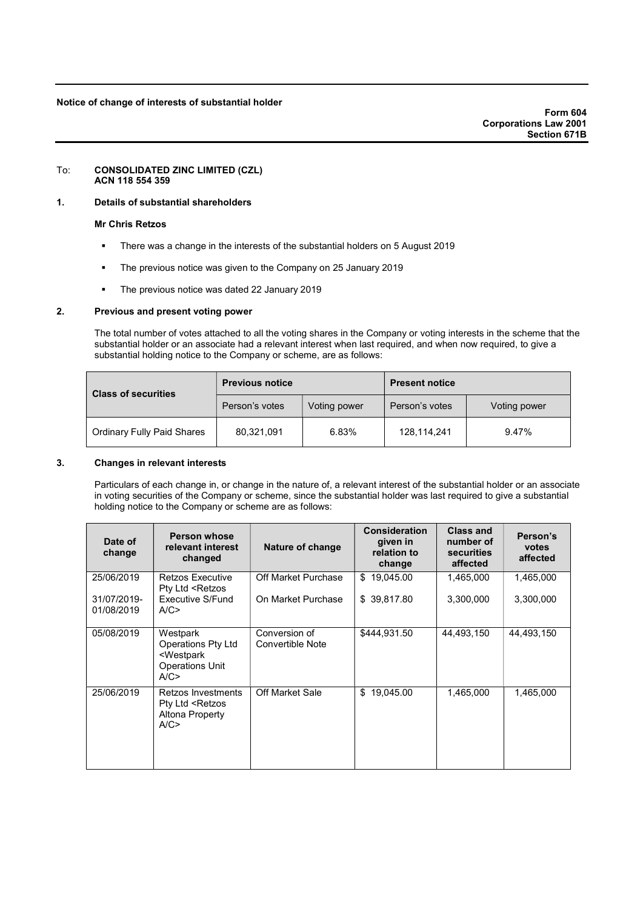**Notice of change of interests of substantial holder**

**Form 604**
**Corporations Law 2001**
**Section 671B**

To: **CONSOLIDATED ZINC LIMITED (CZL)**
**ACN 118 554 359**

## 1. Details of substantial shareholders

**Mr Chris Retzos**

- There was a change in the interests of the substantial holders on 5 August 2019
- The previous notice was given to the Company on 25 January 2019
- The previous notice was dated 22 January 2019

## 2. Previous and present voting power

The total number of votes attached to all the voting shares in the Company or voting interests in the scheme that the substantial holder or an associate had a relevant interest when last required, and when now required, to give a substantial holding notice to the Company or scheme, are as follows:

| Class of securities | Previous notice | | Present notice | |
|---|---|---|---|---|
| | Person's votes | Voting power | Person's votes | Voting power |
| Ordinary Fully Paid Shares | 80,321,091 | 6.83% | 128,114,241 | 9.47% |

## 3. Changes in relevant interests

Particulars of each change in, or change in the nature of, a relevant interest of the substantial holder or an associate in voting securities of the Company or scheme, since the substantial holder was last required to give a substantial holding notice to the Company or scheme are as follows:

| Date of change | Person whose relevant interest changed | Nature of change | Consideration given in relation to change | Class and number of securities affected | Person's votes affected |
|---|---|---|---|---|---|
| 25/06/2019<br>31/07/2019-01/08/2019 | Retzos Executive Pty Ltd <Retzos Executive S/Fund A/C> | Off Market Purchase<br>On Market Purchase | $ 19,045.00<br>$ 39,817.80 | 1,465,000<br>3,300,000 | 1,465,000<br>3,300,000 |
| 05/08/2019 | Westpark Operations Pty Ltd <Westpark Operations Unit A/C> | Conversion of Convertible Note | $444,931.50 | 44,493,150 | 44,493,150 |
| 25/06/2019 | Retzos Investments Pty Ltd <Retzos Altona Property A/C> | Off Market Sale | $ 19,045.00 | 1,465,000 | 1,465,000 |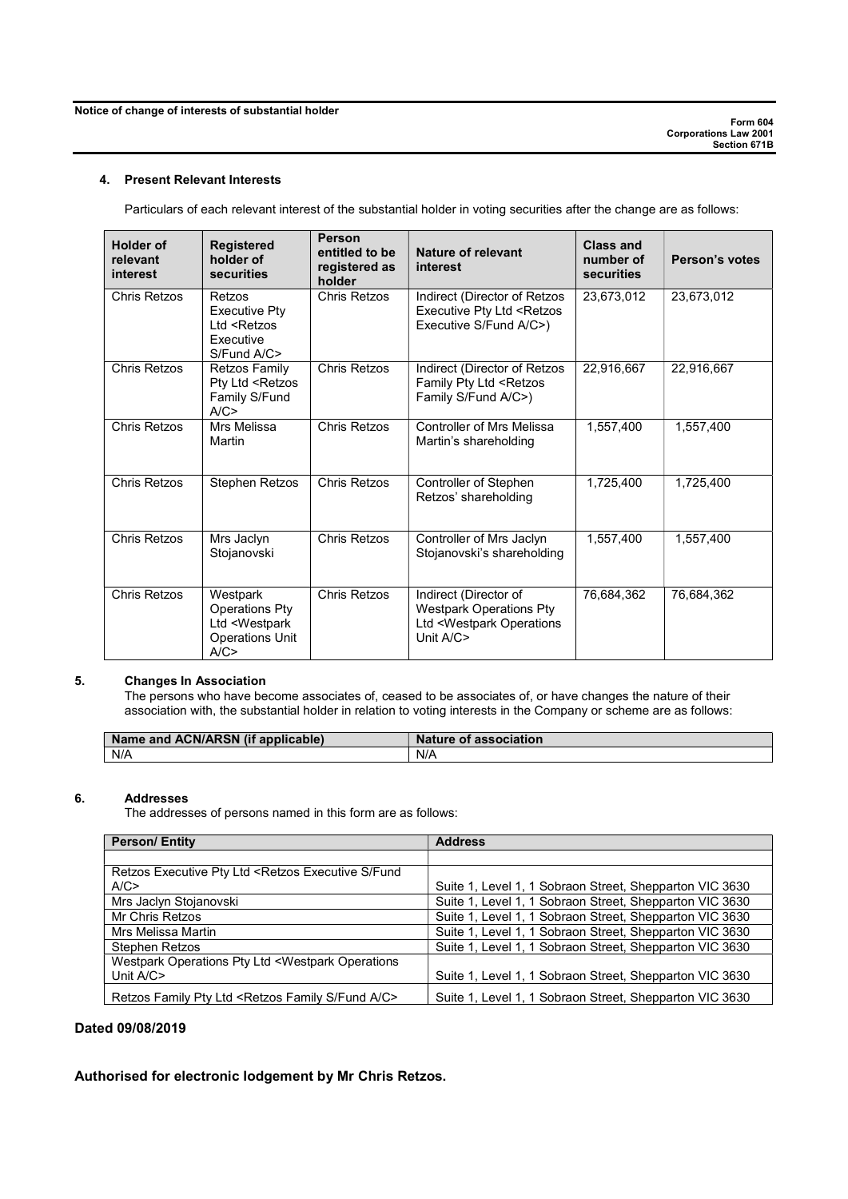**Notice of change of interests of substantial holder**

**Form 604**
**Corporations Law 2001**
**Section 671B**

#### 4. Present Relevant Interests

Particulars of each relevant interest of the substantial holder in voting securities after the change are as follows:

| Holder of relevant interest | Registered holder of securities | Person entitled to be registered as holder | Nature of relevant interest | Class and number of securities | Person's votes |
|---|---|---|---|---|---|
| Chris Retzos | Retzos Executive Pty Ltd <Retzos Executive S/Fund A/C> | Chris Retzos | Indirect (Director of Retzos Executive Pty Ltd <Retzos Executive S/Fund A/C>) | 23,673,012 | 23,673,012 |
| Chris Retzos | Retzos Family Pty Ltd <Retzos Family S/Fund A/C> | Chris Retzos | Indirect (Director of Retzos Family Pty Ltd <Retzos Family S/Fund A/C>) | 22,916,667 | 22,916,667 |
| Chris Retzos | Mrs Melissa Martin | Chris Retzos | Controller of Mrs Melissa Martin's shareholding | 1,557,400 | 1,557,400 |
| Chris Retzos | Stephen Retzos | Chris Retzos | Controller of Stephen Retzos' shareholding | 1,725,400 | 1,725,400 |
| Chris Retzos | Mrs Jaclyn Stojanovski | Chris Retzos | Controller of Mrs Jaclyn Stojanovski's shareholding | 1,557,400 | 1,557,400 |
| Chris Retzos | Westpark Operations Pty Ltd <Westpark Operations Unit A/C> | Chris Retzos | Indirect (Director of Westpark Operations Pty Ltd <Westpark Operations Unit A/C> | 76,684,362 | 76,684,362 |

#### 5. Changes In Association

The persons who have become associates of, ceased to be associates of, or have changes the nature of their association with, the substantial holder in relation to voting interests in the Company or scheme are as follows:

| Name and ACN/ARSN (if applicable) | Nature of association |
|---|---|
| N/A | N/A |

#### 6. Addresses

The addresses of persons named in this form are as follows:

| Person/ Entity | Address |
|---|---|
| | |
| Retzos Executive Pty Ltd <Retzos Executive S/Fund A/C> | Suite 1, Level 1, 1 Sobraon Street, Shepparton VIC 3630 |
| Mrs Jaclyn Stojanovski | Suite 1, Level 1, 1 Sobraon Street, Shepparton VIC 3630 |
| Mr Chris Retzos | Suite 1, Level 1, 1 Sobraon Street, Shepparton VIC 3630 |
| Mrs Melissa Martin | Suite 1, Level 1, 1 Sobraon Street, Shepparton VIC 3630 |
| Stephen Retzos | Suite 1, Level 1, 1 Sobraon Street, Shepparton VIC 3630 |
| Westpark Operations Pty Ltd <Westpark Operations Unit A/C> | Suite 1, Level 1, 1 Sobraon Street, Shepparton VIC 3630 |
| Retzos Family Pty Ltd <Retzos Family S/Fund A/C> | Suite 1, Level 1, 1 Sobraon Street, Shepparton VIC 3630 |

**Dated 09/08/2019**

**Authorised for electronic lodgement by Mr Chris Retzos.**